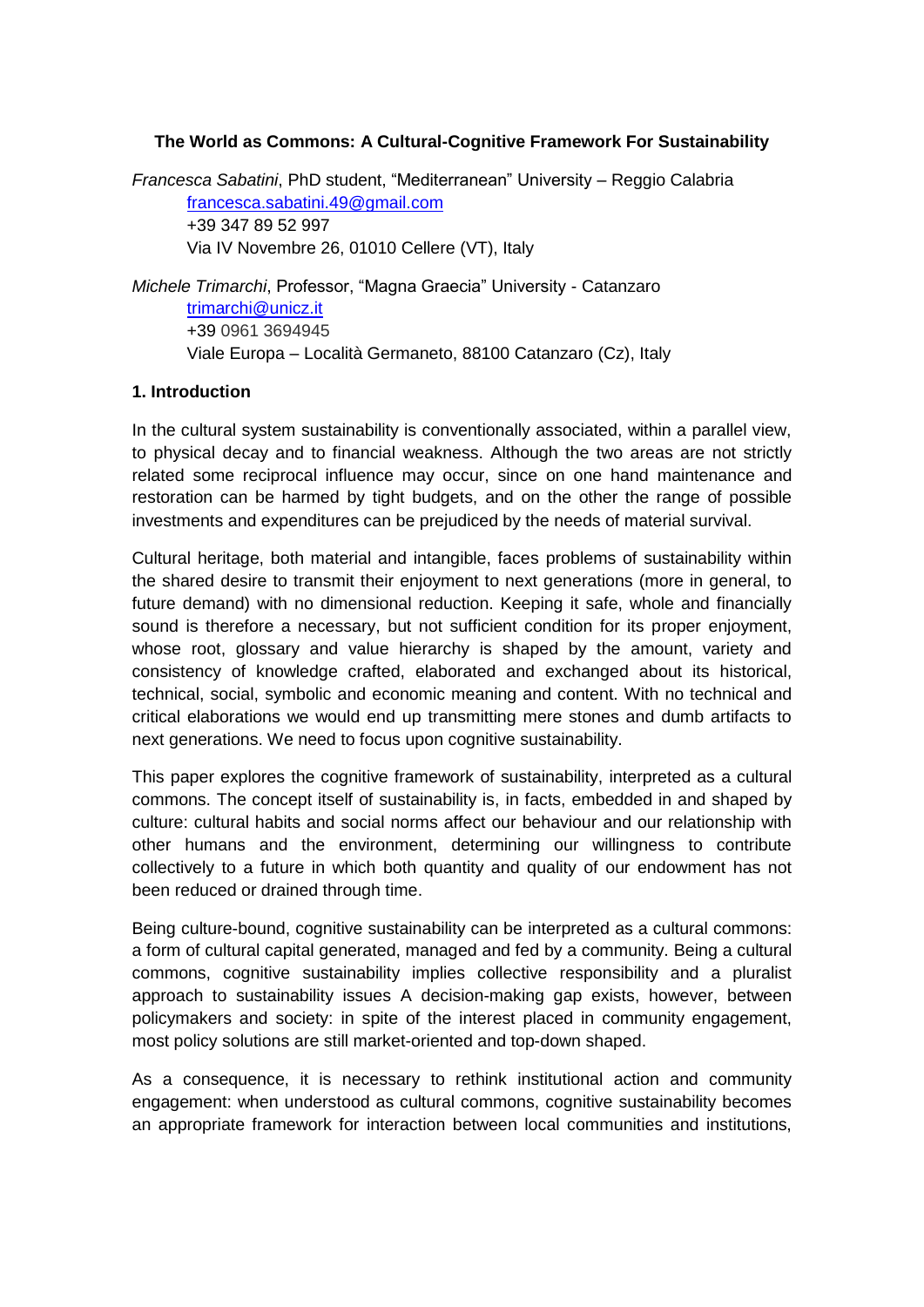**The World as Commons: A Cultural-Cognitive Framework For Sustainability**

*Francesca Sabatini*, PhD student, "Mediterranean" University – Reggio Calabria
francesca.sabatini.49@gmail.com
+39 347 89 52 997
Via IV Novembre 26, 01010 Cellere (VT), Italy

*Michele Trimarchi*, Professor, "Magna Graecia" University - Catanzaro
trimarchi@unicz.it
+39 0961 3694945
Viale Europa – Località Germaneto, 88100 Catanzaro (Cz), Italy

## 1. Introduction

In the cultural system sustainability is conventionally associated, within a parallel view, to physical decay and to financial weakness. Although the two areas are not strictly related some reciprocal influence may occur, since on one hand maintenance and restoration can be harmed by tight budgets, and on the other the range of possible investments and expenditures can be prejudiced by the needs of material survival.

Cultural heritage, both material and intangible, faces problems of sustainability within the shared desire to transmit their enjoyment to next generations (more in general, to future demand) with no dimensional reduction. Keeping it safe, whole and financially sound is therefore a necessary, but not sufficient condition for its proper enjoyment, whose root, glossary and value hierarchy is shaped by the amount, variety and consistency of knowledge crafted, elaborated and exchanged about its historical, technical, social, symbolic and economic meaning and content. With no technical and critical elaborations we would end up transmitting mere stones and dumb artifacts to next generations. We need to focus upon cognitive sustainability.

This paper explores the cognitive framework of sustainability, interpreted as a cultural commons. The concept itself of sustainability is, in facts, embedded in and shaped by culture: cultural habits and social norms affect our behaviour and our relationship with other humans and the environment, determining our willingness to contribute collectively to a future in which both quantity and quality of our endowment has not been reduced or drained through time.

Being culture-bound, cognitive sustainability can be interpreted as a cultural commons: a form of cultural capital generated, managed and fed by a community. Being a cultural commons, cognitive sustainability implies collective responsibility and a pluralist approach to sustainability issues A decision-making gap exists, however, between policymakers and society: in spite of the interest placed in community engagement, most policy solutions are still market-oriented and top-down shaped.

As a consequence, it is necessary to rethink institutional action and community engagement: when understood as cultural commons, cognitive sustainability becomes an appropriate framework for interaction between local communities and institutions,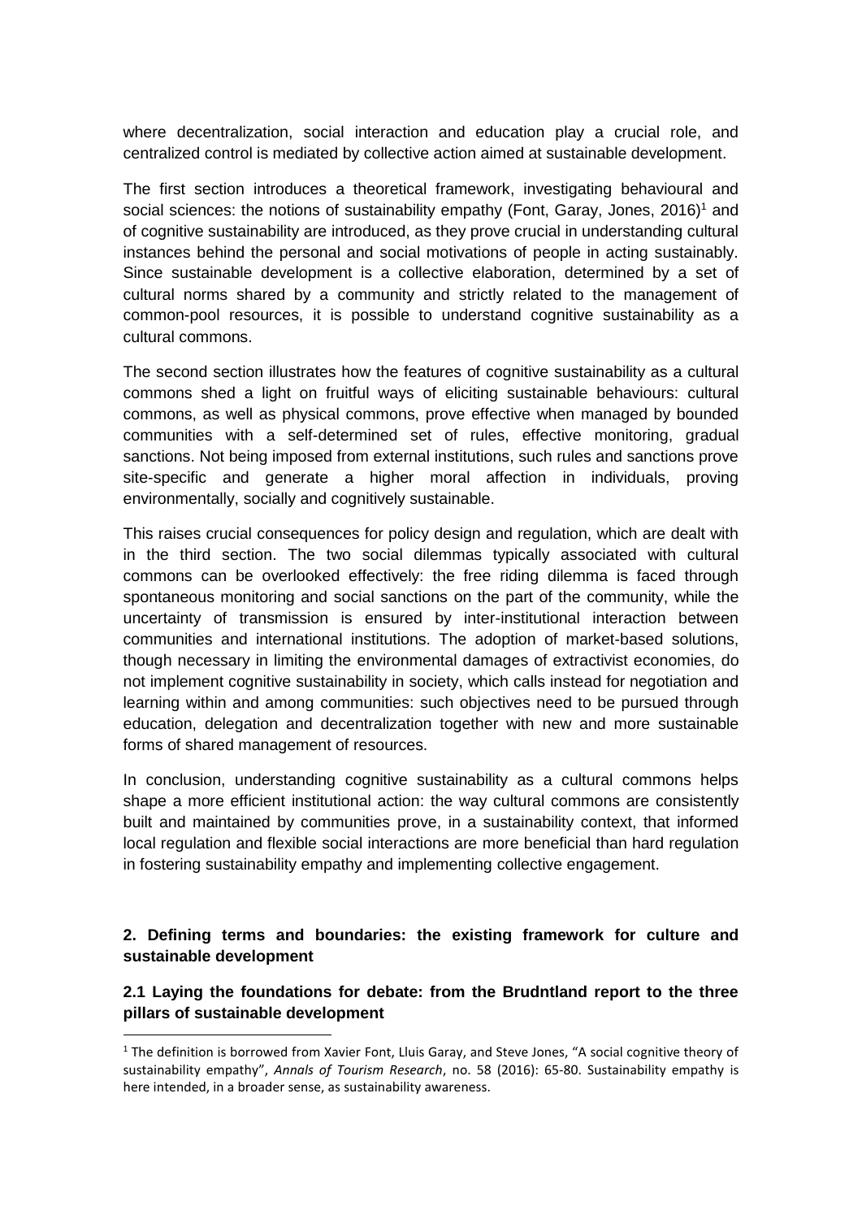where decentralization, social interaction and education play a crucial role, and centralized control is mediated by collective action aimed at sustainable development.

The first section introduces a theoretical framework, investigating behavioural and social sciences: the notions of sustainability empathy (Font, Garay, Jones, 2016)[1] and of cognitive sustainability are introduced, as they prove crucial in understanding cultural instances behind the personal and social motivations of people in acting sustainably. Since sustainable development is a collective elaboration, determined by a set of cultural norms shared by a community and strictly related to the management of common-pool resources, it is possible to understand cognitive sustainability as a cultural commons.

The second section illustrates how the features of cognitive sustainability as a cultural commons shed a light on fruitful ways of eliciting sustainable behaviours: cultural commons, as well as physical commons, prove effective when managed by bounded communities with a self-determined set of rules, effective monitoring, gradual sanctions. Not being imposed from external institutions, such rules and sanctions prove site-specific and generate a higher moral affection in individuals, proving environmentally, socially and cognitively sustainable.

This raises crucial consequences for policy design and regulation, which are dealt with in the third section. The two social dilemmas typically associated with cultural commons can be overlooked effectively: the free riding dilemma is faced through spontaneous monitoring and social sanctions on the part of the community, while the uncertainty of transmission is ensured by inter-institutional interaction between communities and international institutions. The adoption of market-based solutions, though necessary in limiting the environmental damages of extractivist economies, do not implement cognitive sustainability in society, which calls instead for negotiation and learning within and among communities: such objectives need to be pursued through education, delegation and decentralization together with new and more sustainable forms of shared management of resources.

In conclusion, understanding cognitive sustainability as a cultural commons helps shape a more efficient institutional action: the way cultural commons are consistently built and maintained by communities prove, in a sustainability context, that informed local regulation and flexible social interactions are more beneficial than hard regulation in fostering sustainability empathy and implementing collective engagement.

## 2. Defining terms and boundaries: the existing framework for culture and sustainable development

### 2.1 Laying the foundations for debate: from the Brudntland report to the three pillars of sustainable development

[1] The definition is borrowed from Xavier Font, Lluis Garay, and Steve Jones, "A social cognitive theory of sustainability empathy", *Annals of Tourism Research*, no. 58 (2016): 65-80. Sustainability empathy is here intended, in a broader sense, as sustainability awareness.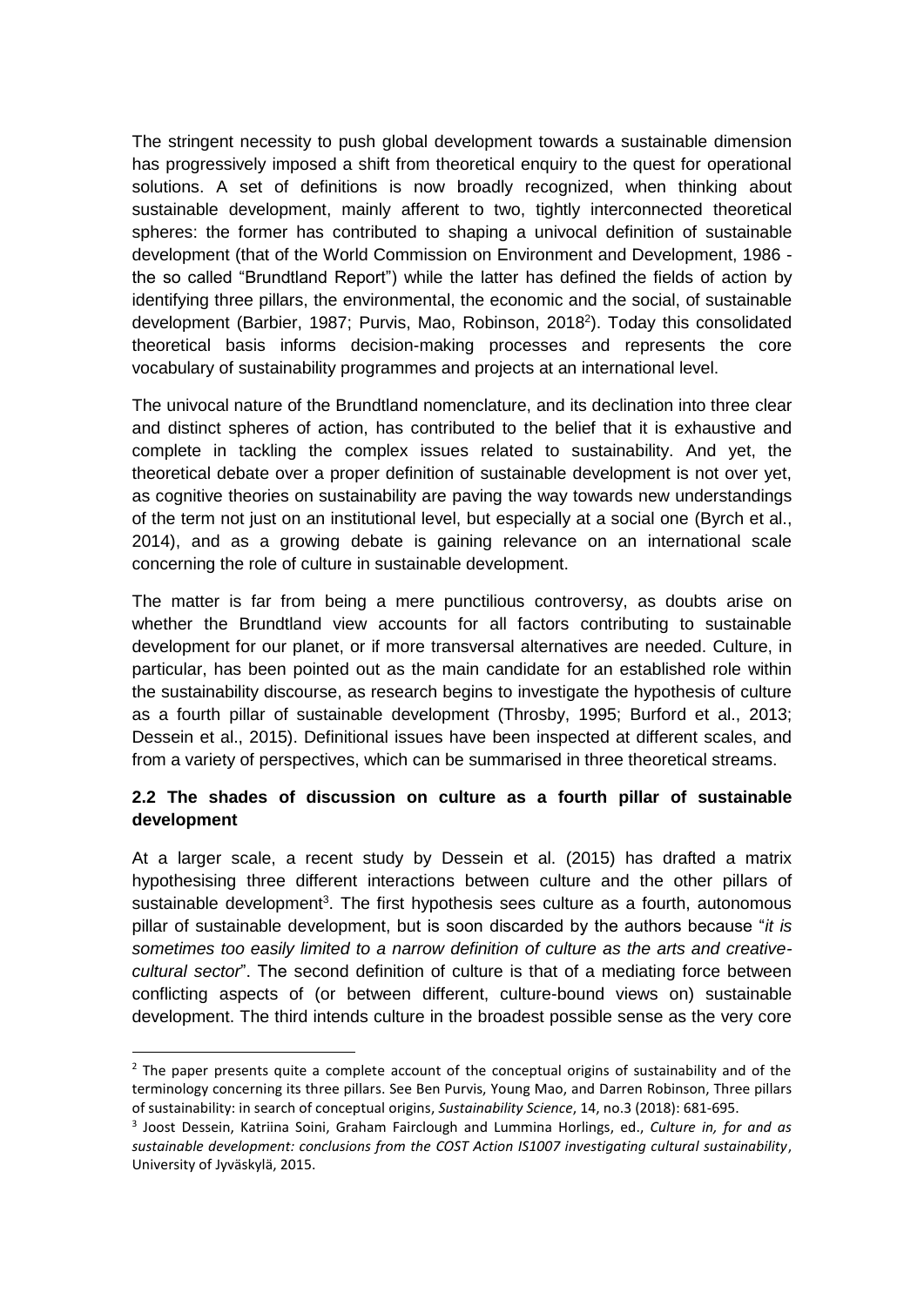The stringent necessity to push global development towards a sustainable dimension has progressively imposed a shift from theoretical enquiry to the quest for operational solutions. A set of definitions is now broadly recognized, when thinking about sustainable development, mainly afferent to two, tightly interconnected theoretical spheres: the former has contributed to shaping a univocal definition of sustainable development (that of the World Commission on Environment and Development, 1986 - the so called "Brundtland Report") while the latter has defined the fields of action by identifying three pillars, the environmental, the economic and the social, of sustainable development (Barbier, 1987; Purvis, Mao, Robinson, 2018[2]). Today this consolidated theoretical basis informs decision-making processes and represents the core vocabulary of sustainability programmes and projects at an international level.

The univocal nature of the Brundtland nomenclature, and its declination into three clear and distinct spheres of action, has contributed to the belief that it is exhaustive and complete in tackling the complex issues related to sustainability. And yet, the theoretical debate over a proper definition of sustainable development is not over yet, as cognitive theories on sustainability are paving the way towards new understandings of the term not just on an institutional level, but especially at a social one (Byrch et al., 2014), and as a growing debate is gaining relevance on an international scale concerning the role of culture in sustainable development.

The matter is far from being a mere punctilious controversy, as doubts arise on whether the Brundtland view accounts for all factors contributing to sustainable development for our planet, or if more transversal alternatives are needed. Culture, in particular, has been pointed out as the main candidate for an established role within the sustainability discourse, as research begins to investigate the hypothesis of culture as a fourth pillar of sustainable development (Throsby, 1995; Burford et al., 2013; Dessein et al., 2015). Definitional issues have been inspected at different scales, and from a variety of perspectives, which can be summarised in three theoretical streams.

### 2.2 The shades of discussion on culture as a fourth pillar of sustainable development

At a larger scale, a recent study by Dessein et al. (2015) has drafted a matrix hypothesising three different interactions between culture and the other pillars of sustainable development[3]. The first hypothesis sees culture as a fourth, autonomous pillar of sustainable development, but is soon discarded by the authors because "*it is sometimes too easily limited to a narrow definition of culture as the arts and creative-cultural sector*". The second definition of culture is that of a mediating force between conflicting aspects of (or between different, culture-bound views on) sustainable development. The third intends culture in the broadest possible sense as the very core

---

[2] The paper presents quite a complete account of the conceptual origins of sustainability and of the terminology concerning its three pillars. See Ben Purvis, Young Mao, and Darren Robinson, Three pillars of sustainability: in search of conceptual origins, *Sustainability Science*, 14, no.3 (2018): 681-695.

[3] Joost Dessein, Katriina Soini, Graham Fairclough and Lummina Horlings, ed., *Culture in, for and as sustainable development: conclusions from the COST Action IS1007 investigating cultural sustainability*, University of Jyväskylä, 2015.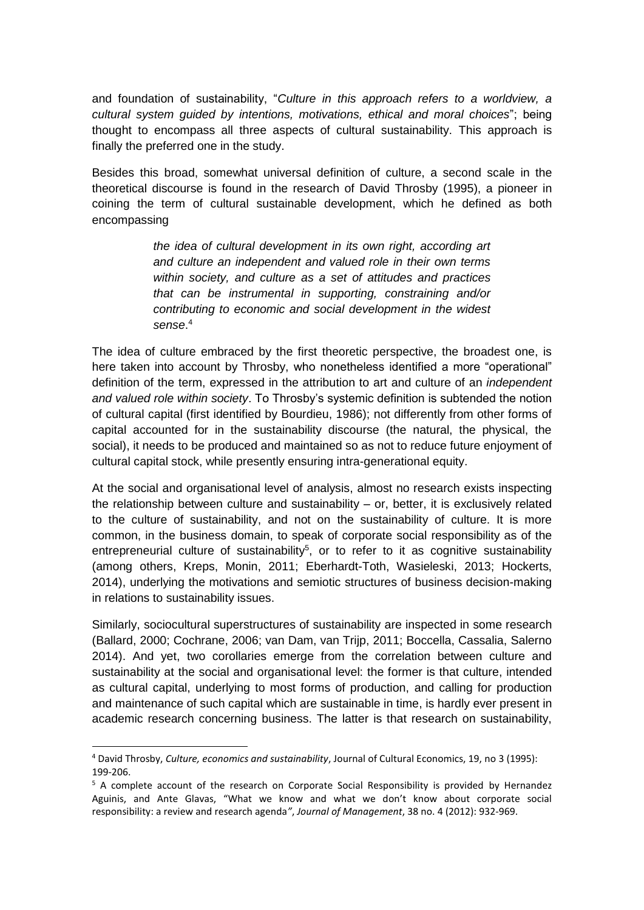and foundation of sustainability, "*Culture in this approach refers to a worldview, a cultural system guided by intentions, motivations, ethical and moral choices*"; being thought to encompass all three aspects of cultural sustainability. This approach is finally the preferred one in the study.

Besides this broad, somewhat universal definition of culture, a second scale in the theoretical discourse is found in the research of David Throsby (1995), a pioneer in coining the term of cultural sustainable development, which he defined as both encompassing

> *the idea of cultural development in its own right, according art and culture an independent and valued role in their own terms within society, and culture as a set of attitudes and practices that can be instrumental in supporting, constraining and/or contributing to economic and social development in the widest sense*.[4]

The idea of culture embraced by the first theoretic perspective, the broadest one, is here taken into account by Throsby, who nonetheless identified a more "operational" definition of the term, expressed in the attribution to art and culture of an *independent and valued role within society*. To Throsby's systemic definition is subtended the notion of cultural capital (first identified by Bourdieu, 1986); not differently from other forms of capital accounted for in the sustainability discourse (the natural, the physical, the social), it needs to be produced and maintained so as not to reduce future enjoyment of cultural capital stock, while presently ensuring intra-generational equity.

At the social and organisational level of analysis, almost no research exists inspecting the relationship between culture and sustainability – or, better, it is exclusively related to the culture of sustainability, and not on the sustainability of culture. It is more common, in the business domain, to speak of corporate social responsibility as of the entrepreneurial culture of sustainability[5], or to refer to it as cognitive sustainability (among others, Kreps, Monin, 2011; Eberhardt-Toth, Wasieleski, 2013; Hockerts, 2014), underlying the motivations and semiotic structures of business decision-making in relations to sustainability issues.

Similarly, sociocultural superstructures of sustainability are inspected in some research (Ballard, 2000; Cochrane, 2006; van Dam, van Trijp, 2011; Boccella, Cassalia, Salerno 2014). And yet, two corollaries emerge from the correlation between culture and sustainability at the social and organisational level: the former is that culture, intended as cultural capital, underlying to most forms of production, and calling for production and maintenance of such capital which are sustainable in time, is hardly ever present in academic research concerning business. The latter is that research on sustainability,

---

[4] David Throsby, *Culture, economics and sustainability*, Journal of Cultural Economics, 19, no 3 (1995): 199-206.

[5] A complete account of the research on Corporate Social Responsibility is provided by Hernandez Aguinis, and Ante Glavas, "What we know and what we don't know about corporate social responsibility: a review and research agenda*"*, *Journal of Management*, 38 no. 4 (2012): 932-969.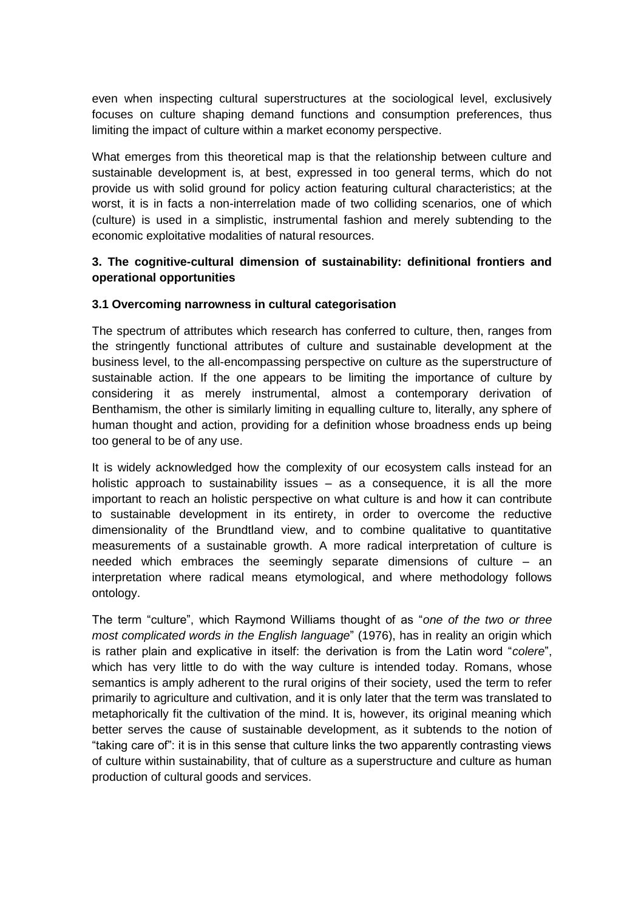even when inspecting cultural superstructures at the sociological level, exclusively focuses on culture shaping demand functions and consumption preferences, thus limiting the impact of culture within a market economy perspective.

What emerges from this theoretical map is that the relationship between culture and sustainable development is, at best, expressed in too general terms, which do not provide us with solid ground for policy action featuring cultural characteristics; at the worst, it is in facts a non-interrelation made of two colliding scenarios, one of which (culture) is used in a simplistic, instrumental fashion and merely subtending to the economic exploitative modalities of natural resources.

## 3. The cognitive-cultural dimension of sustainability: definitional frontiers and operational opportunities

### 3.1 Overcoming narrowness in cultural categorisation

The spectrum of attributes which research has conferred to culture, then, ranges from the stringently functional attributes of culture and sustainable development at the business level, to the all-encompassing perspective on culture as the superstructure of sustainable action. If the one appears to be limiting the importance of culture by considering it as merely instrumental, almost a contemporary derivation of Benthamism, the other is similarly limiting in equalling culture to, literally, any sphere of human thought and action, providing for a definition whose broadness ends up being too general to be of any use.

It is widely acknowledged how the complexity of our ecosystem calls instead for an holistic approach to sustainability issues – as a consequence, it is all the more important to reach an holistic perspective on what culture is and how it can contribute to sustainable development in its entirety, in order to overcome the reductive dimensionality of the Brundtland view, and to combine qualitative to quantitative measurements of a sustainable growth. A more radical interpretation of culture is needed which embraces the seemingly separate dimensions of culture – an interpretation where radical means etymological, and where methodology follows ontology.

The term "culture", which Raymond Williams thought of as "*one of the two or three most complicated words in the English language*" (1976), has in reality an origin which is rather plain and explicative in itself: the derivation is from the Latin word "*colere*", which has very little to do with the way culture is intended today. Romans, whose semantics is amply adherent to the rural origins of their society, used the term to refer primarily to agriculture and cultivation, and it is only later that the term was translated to metaphorically fit the cultivation of the mind. It is, however, its original meaning which better serves the cause of sustainable development, as it subtends to the notion of "taking care of": it is in this sense that culture links the two apparently contrasting views of culture within sustainability, that of culture as a superstructure and culture as human production of cultural goods and services.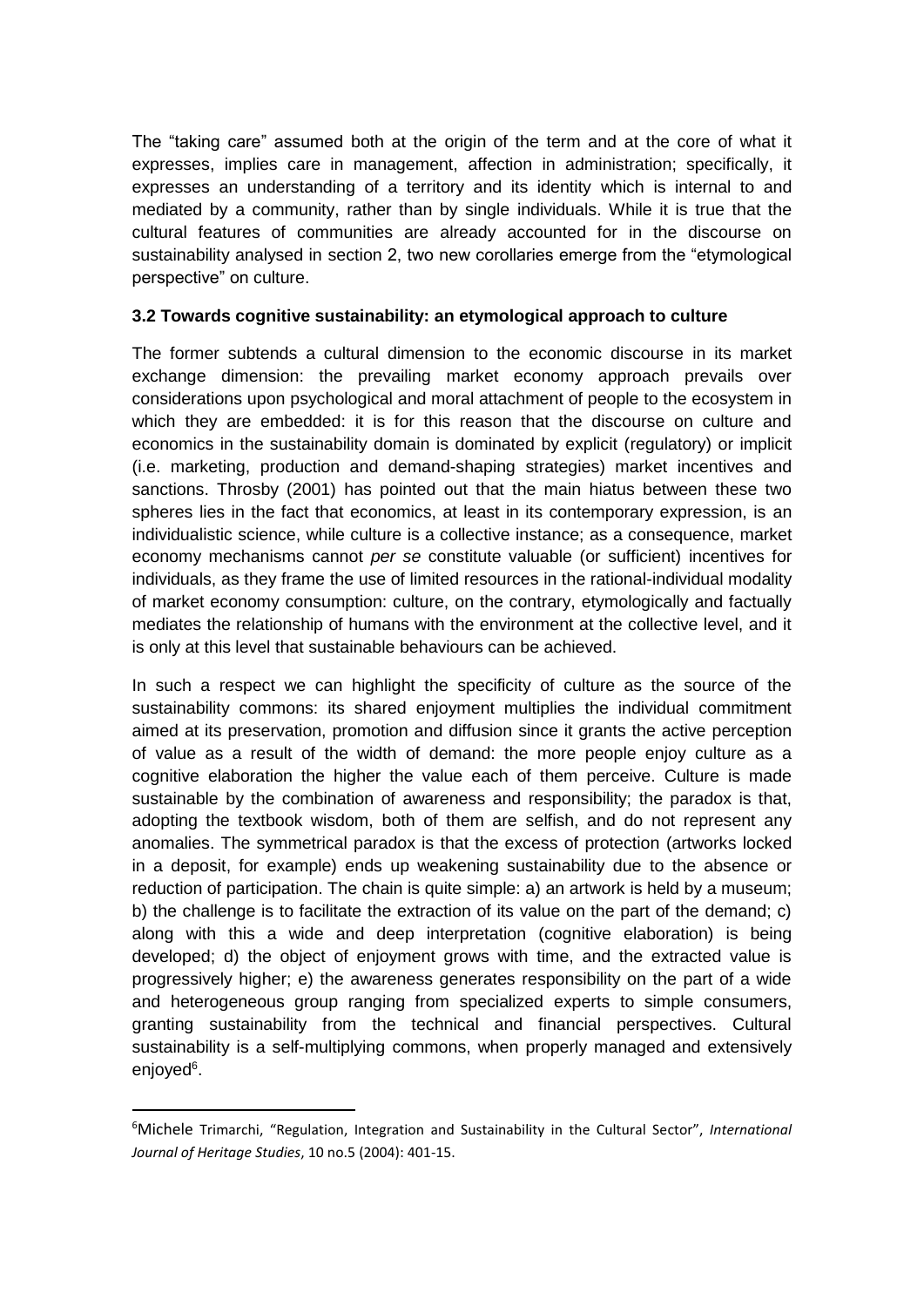The “taking care” assumed both at the origin of the term and at the core of what it expresses, implies care in management, affection in administration; specifically, it expresses an understanding of a territory and its identity which is internal to and mediated by a community, rather than by single individuals. While it is true that the cultural features of communities are already accounted for in the discourse on sustainability analysed in section 2, two new corollaries emerge from the “etymological perspective” on culture.

### 3.2 Towards cognitive sustainability: an etymological approach to culture

The former subtends a cultural dimension to the economic discourse in its market exchange dimension: the prevailing market economy approach prevails over considerations upon psychological and moral attachment of people to the ecosystem in which they are embedded: it is for this reason that the discourse on culture and economics in the sustainability domain is dominated by explicit (regulatory) or implicit (i.e. marketing, production and demand-shaping strategies) market incentives and sanctions. Throsby (2001) has pointed out that the main hiatus between these two spheres lies in the fact that economics, at least in its contemporary expression, is an individualistic science, while culture is a collective instance; as a consequence, market economy mechanisms cannot *per se* constitute valuable (or sufficient) incentives for individuals, as they frame the use of limited resources in the rational-individual modality of market economy consumption: culture, on the contrary, etymologically and factually mediates the relationship of humans with the environment at the collective level, and it is only at this level that sustainable behaviours can be achieved.

In such a respect we can highlight the specificity of culture as the source of the sustainability commons: its shared enjoyment multiplies the individual commitment aimed at its preservation, promotion and diffusion since it grants the active perception of value as a result of the width of demand: the more people enjoy culture as a cognitive elaboration the higher the value each of them perceive. Culture is made sustainable by the combination of awareness and responsibility; the paradox is that, adopting the textbook wisdom, both of them are selfish, and do not represent any anomalies. The symmetrical paradox is that the excess of protection (artworks locked in a deposit, for example) ends up weakening sustainability due to the absence or reduction of participation. The chain is quite simple: a) an artwork is held by a museum; b) the challenge is to facilitate the extraction of its value on the part of the demand; c) along with this a wide and deep interpretation (cognitive elaboration) is being developed; d) the object of enjoyment grows with time, and the extracted value is progressively higher; e) the awareness generates responsibility on the part of a wide and heterogeneous group ranging from specialized experts to simple consumers, granting sustainability from the technical and financial perspectives. Cultural sustainability is a self-multiplying commons, when properly managed and extensively enjoyed[6].

---

[6]Michele Trimarchi, “Regulation, Integration and Sustainability in the Cultural Sector”, *International Journal of Heritage Studies*, 10 no.5 (2004): 401-15.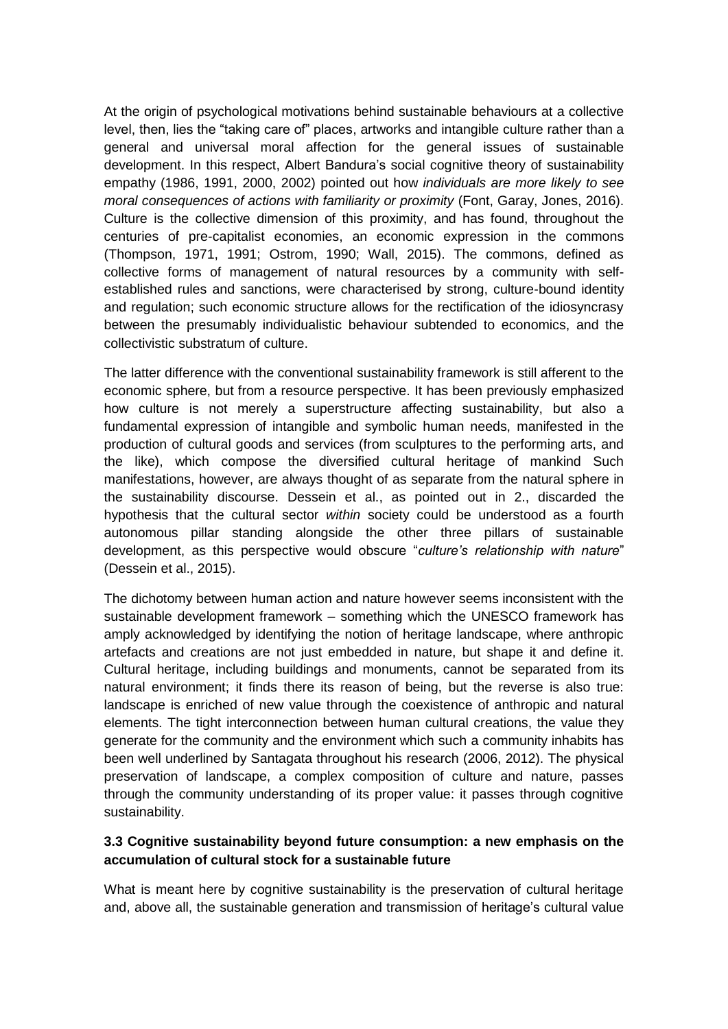At the origin of psychological motivations behind sustainable behaviours at a collective level, then, lies the "taking care of" places, artworks and intangible culture rather than a general and universal moral affection for the general issues of sustainable development. In this respect, Albert Bandura's social cognitive theory of sustainability empathy (1986, 1991, 2000, 2002) pointed out how *individuals are more likely to see moral consequences of actions with familiarity or proximity* (Font, Garay, Jones, 2016). Culture is the collective dimension of this proximity, and has found, throughout the centuries of pre-capitalist economies, an economic expression in the commons (Thompson, 1971, 1991; Ostrom, 1990; Wall, 2015). The commons, defined as collective forms of management of natural resources by a community with self-established rules and sanctions, were characterised by strong, culture-bound identity and regulation; such economic structure allows for the rectification of the idiosyncrasy between the presumably individualistic behaviour subtended to economics, and the collectivistic substratum of culture.

The latter difference with the conventional sustainability framework is still afferent to the economic sphere, but from a resource perspective. It has been previously emphasized how culture is not merely a superstructure affecting sustainability, but also a fundamental expression of intangible and symbolic human needs, manifested in the production of cultural goods and services (from sculptures to the performing arts, and the like), which compose the diversified cultural heritage of mankind Such manifestations, however, are always thought of as separate from the natural sphere in the sustainability discourse. Dessein et al., as pointed out in 2., discarded the hypothesis that the cultural sector *within* society could be understood as a fourth autonomous pillar standing alongside the other three pillars of sustainable development, as this perspective would obscure "*culture's relationship with nature*" (Dessein et al., 2015).

The dichotomy between human action and nature however seems inconsistent with the sustainable development framework – something which the UNESCO framework has amply acknowledged by identifying the notion of heritage landscape, where anthropic artefacts and creations are not just embedded in nature, but shape it and define it. Cultural heritage, including buildings and monuments, cannot be separated from its natural environment; it finds there its reason of being, but the reverse is also true: landscape is enriched of new value through the coexistence of anthropic and natural elements. The tight interconnection between human cultural creations, the value they generate for the community and the environment which such a community inhabits has been well underlined by Santagata throughout his research (2006, 2012). The physical preservation of landscape, a complex composition of culture and nature, passes through the community understanding of its proper value: it passes through cognitive sustainability.

### 3.3 Cognitive sustainability beyond future consumption: a new emphasis on the accumulation of cultural stock for a sustainable future

What is meant here by cognitive sustainability is the preservation of cultural heritage and, above all, the sustainable generation and transmission of heritage's cultural value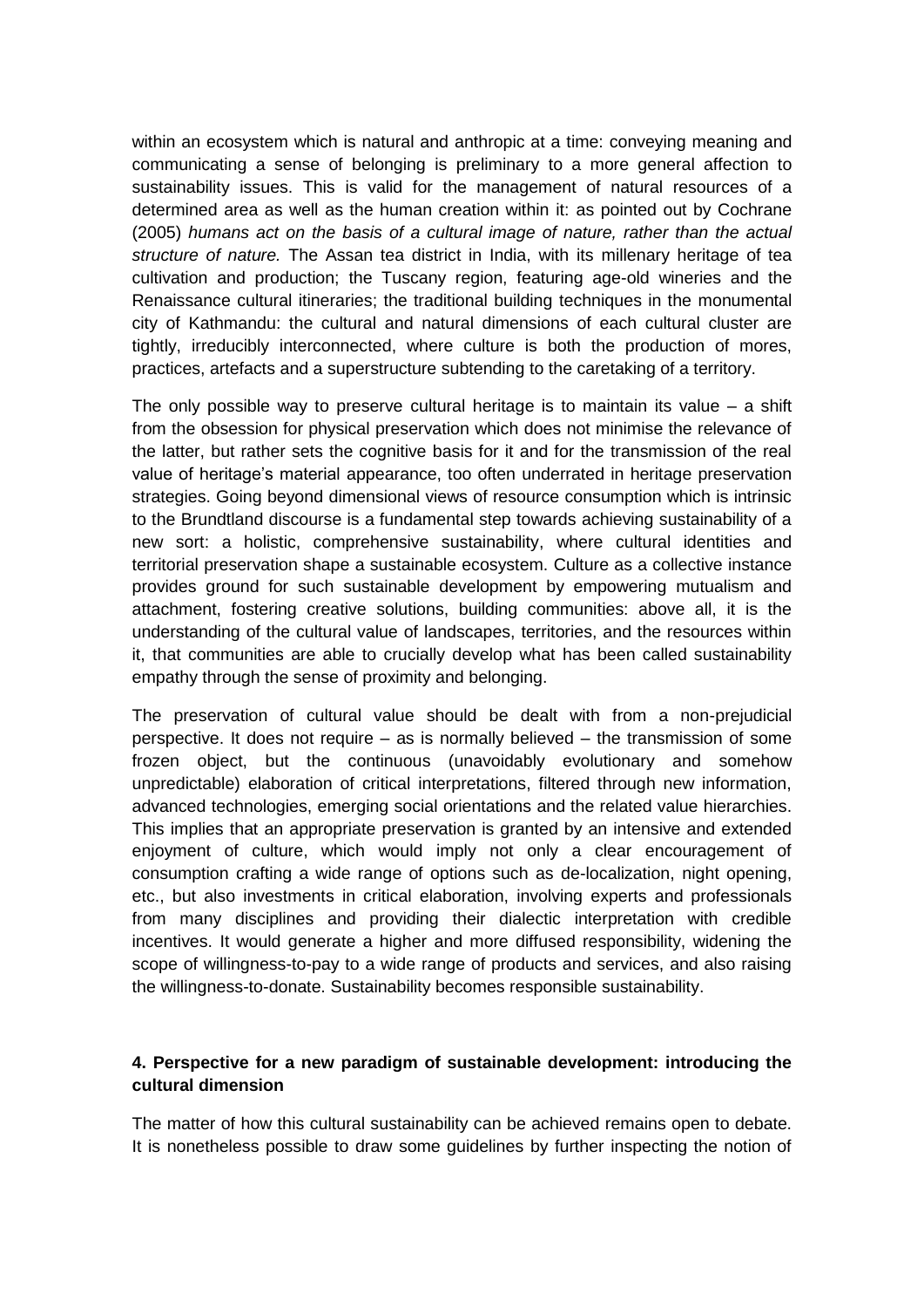within an ecosystem which is natural and anthropic at a time: conveying meaning and communicating a sense of belonging is preliminary to a more general affection to sustainability issues. This is valid for the management of natural resources of a determined area as well as the human creation within it: as pointed out by Cochrane (2005) *humans act on the basis of a cultural image of nature, rather than the actual structure of nature.* The Assan tea district in India, with its millenary heritage of tea cultivation and production; the Tuscany region, featuring age-old wineries and the Renaissance cultural itineraries; the traditional building techniques in the monumental city of Kathmandu: the cultural and natural dimensions of each cultural cluster are tightly, irreducibly interconnected, where culture is both the production of mores, practices, artefacts and a superstructure subtending to the caretaking of a territory.

The only possible way to preserve cultural heritage is to maintain its value – a shift from the obsession for physical preservation which does not minimise the relevance of the latter, but rather sets the cognitive basis for it and for the transmission of the real value of heritage's material appearance, too often underrated in heritage preservation strategies. Going beyond dimensional views of resource consumption which is intrinsic to the Brundtland discourse is a fundamental step towards achieving sustainability of a new sort: a holistic, comprehensive sustainability, where cultural identities and territorial preservation shape a sustainable ecosystem. Culture as a collective instance provides ground for such sustainable development by empowering mutualism and attachment, fostering creative solutions, building communities: above all, it is the understanding of the cultural value of landscapes, territories, and the resources within it, that communities are able to crucially develop what has been called sustainability empathy through the sense of proximity and belonging.

The preservation of cultural value should be dealt with from a non-prejudicial perspective. It does not require – as is normally believed – the transmission of some frozen object, but the continuous (unavoidably evolutionary and somehow unpredictable) elaboration of critical interpretations, filtered through new information, advanced technologies, emerging social orientations and the related value hierarchies. This implies that an appropriate preservation is granted by an intensive and extended enjoyment of culture, which would imply not only a clear encouragement of consumption crafting a wide range of options such as de-localization, night opening, etc., but also investments in critical elaboration, involving experts and professionals from many disciplines and providing their dialectic interpretation with credible incentives. It would generate a higher and more diffused responsibility, widening the scope of willingness-to-pay to a wide range of products and services, and also raising the willingness-to-donate. Sustainability becomes responsible sustainability.

## 4. Perspective for a new paradigm of sustainable development: introducing the cultural dimension

The matter of how this cultural sustainability can be achieved remains open to debate. It is nonetheless possible to draw some guidelines by further inspecting the notion of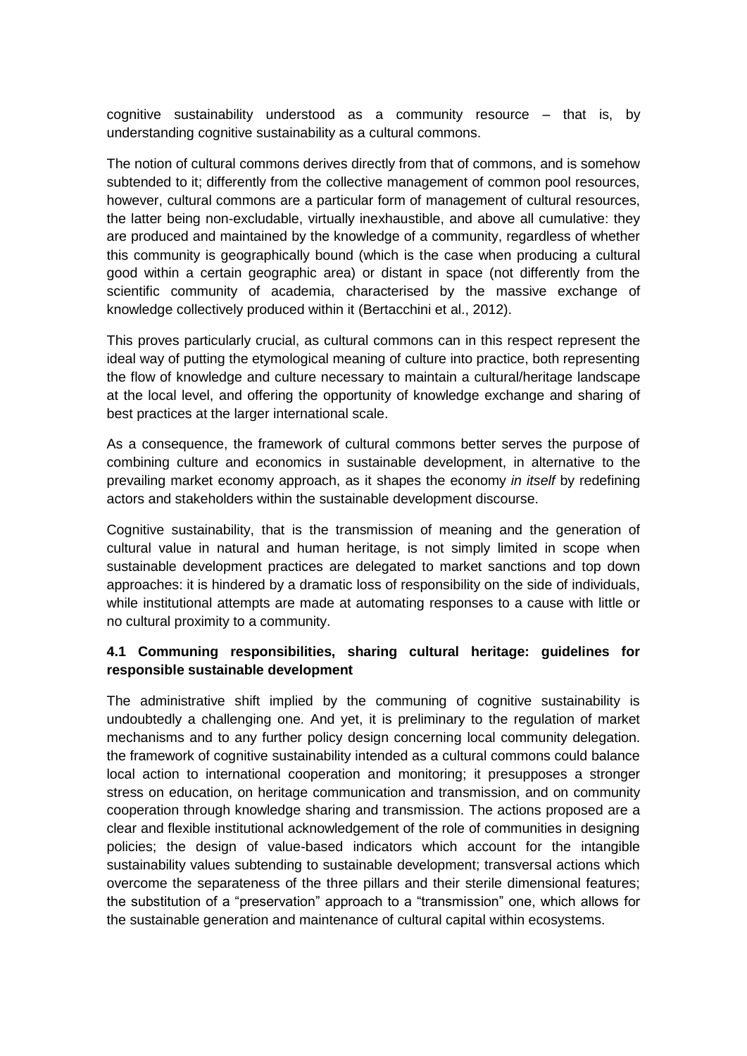cognitive sustainability understood as a community resource – that is, by understanding cognitive sustainability as a cultural commons.

The notion of cultural commons derives directly from that of commons, and is somehow subtended to it; differently from the collective management of common pool resources, however, cultural commons are a particular form of management of cultural resources, the latter being non-excludable, virtually inexhaustible, and above all cumulative: they are produced and maintained by the knowledge of a community, regardless of whether this community is geographically bound (which is the case when producing a cultural good within a certain geographic area) or distant in space (not differently from the scientific community of academia, characterised by the massive exchange of knowledge collectively produced within it (Bertacchini et al., 2012).

This proves particularly crucial, as cultural commons can in this respect represent the ideal way of putting the etymological meaning of culture into practice, both representing the flow of knowledge and culture necessary to maintain a cultural/heritage landscape at the local level, and offering the opportunity of knowledge exchange and sharing of best practices at the larger international scale.

As a consequence, the framework of cultural commons better serves the purpose of combining culture and economics in sustainable development, in alternative to the prevailing market economy approach, as it shapes the economy *in itself* by redefining actors and stakeholders within the sustainable development discourse.

Cognitive sustainability, that is the transmission of meaning and the generation of cultural value in natural and human heritage, is not simply limited in scope when sustainable development practices are delegated to market sanctions and top down approaches: it is hindered by a dramatic loss of responsibility on the side of individuals, while institutional attempts are made at automating responses to a cause with little or no cultural proximity to a community.

### 4.1 Communing responsibilities, sharing cultural heritage: guidelines for responsible sustainable development

The administrative shift implied by the communing of cognitive sustainability is undoubtedly a challenging one. And yet, it is preliminary to the regulation of market mechanisms and to any further policy design concerning local community delegation. the framework of cognitive sustainability intended as a cultural commons could balance local action to international cooperation and monitoring; it presupposes a stronger stress on education, on heritage communication and transmission, and on community cooperation through knowledge sharing and transmission. The actions proposed are a clear and flexible institutional acknowledgement of the role of communities in designing policies; the design of value-based indicators which account for the intangible sustainability values subtending to sustainable development; transversal actions which overcome the separateness of the three pillars and their sterile dimensional features; the substitution of a "preservation" approach to a "transmission" one, which allows for the sustainable generation and maintenance of cultural capital within ecosystems.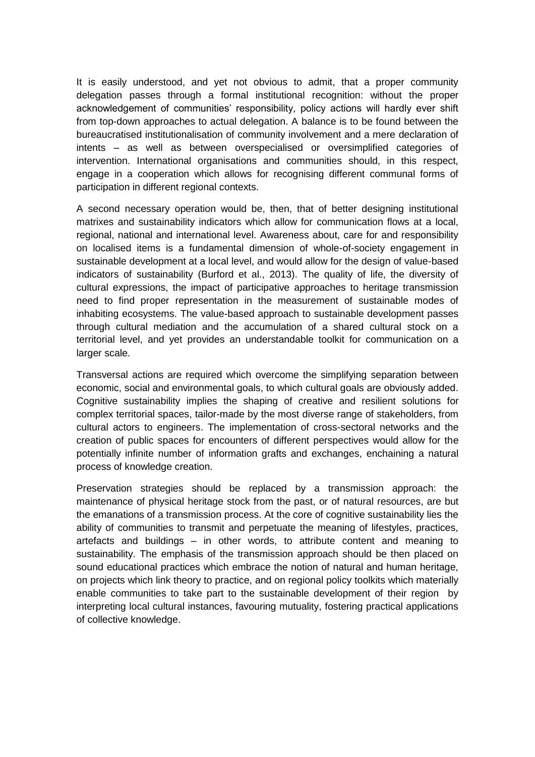It is easily understood, and yet not obvious to admit, that a proper community delegation passes through a formal institutional recognition: without the proper acknowledgement of communities' responsibility, policy actions will hardly ever shift from top-down approaches to actual delegation. A balance is to be found between the bureaucratised institutionalisation of community involvement and a mere declaration of intents – as well as between overspecialised or oversimplified categories of intervention. International organisations and communities should, in this respect, engage in a cooperation which allows for recognising different communal forms of participation in different regional contexts.

A second necessary operation would be, then, that of better designing institutional matrixes and sustainability indicators which allow for communication flows at a local, regional, national and international level. Awareness about, care for and responsibility on localised items is a fundamental dimension of whole-of-society engagement in sustainable development at a local level, and would allow for the design of value-based indicators of sustainability (Burford et al., 2013). The quality of life, the diversity of cultural expressions, the impact of participative approaches to heritage transmission need to find proper representation in the measurement of sustainable modes of inhabiting ecosystems. The value-based approach to sustainable development passes through cultural mediation and the accumulation of a shared cultural stock on a territorial level, and yet provides an understandable toolkit for communication on a larger scale.

Transversal actions are required which overcome the simplifying separation between economic, social and environmental goals, to which cultural goals are obviously added. Cognitive sustainability implies the shaping of creative and resilient solutions for complex territorial spaces, tailor-made by the most diverse range of stakeholders, from cultural actors to engineers. The implementation of cross-sectoral networks and the creation of public spaces for encounters of different perspectives would allow for the potentially infinite number of information grafts and exchanges, enchaining a natural process of knowledge creation.

Preservation strategies should be replaced by a transmission approach: the maintenance of physical heritage stock from the past, or of natural resources, are but the emanations of a transmission process. At the core of cognitive sustainability lies the ability of communities to transmit and perpetuate the meaning of lifestyles, practices, artefacts and buildings – in other words, to attribute content and meaning to sustainability. The emphasis of the transmission approach should be then placed on sound educational practices which embrace the notion of natural and human heritage, on projects which link theory to practice, and on regional policy toolkits which materially enable communities to take part to the sustainable development of their region by interpreting local cultural instances, favouring mutuality, fostering practical applications of collective knowledge.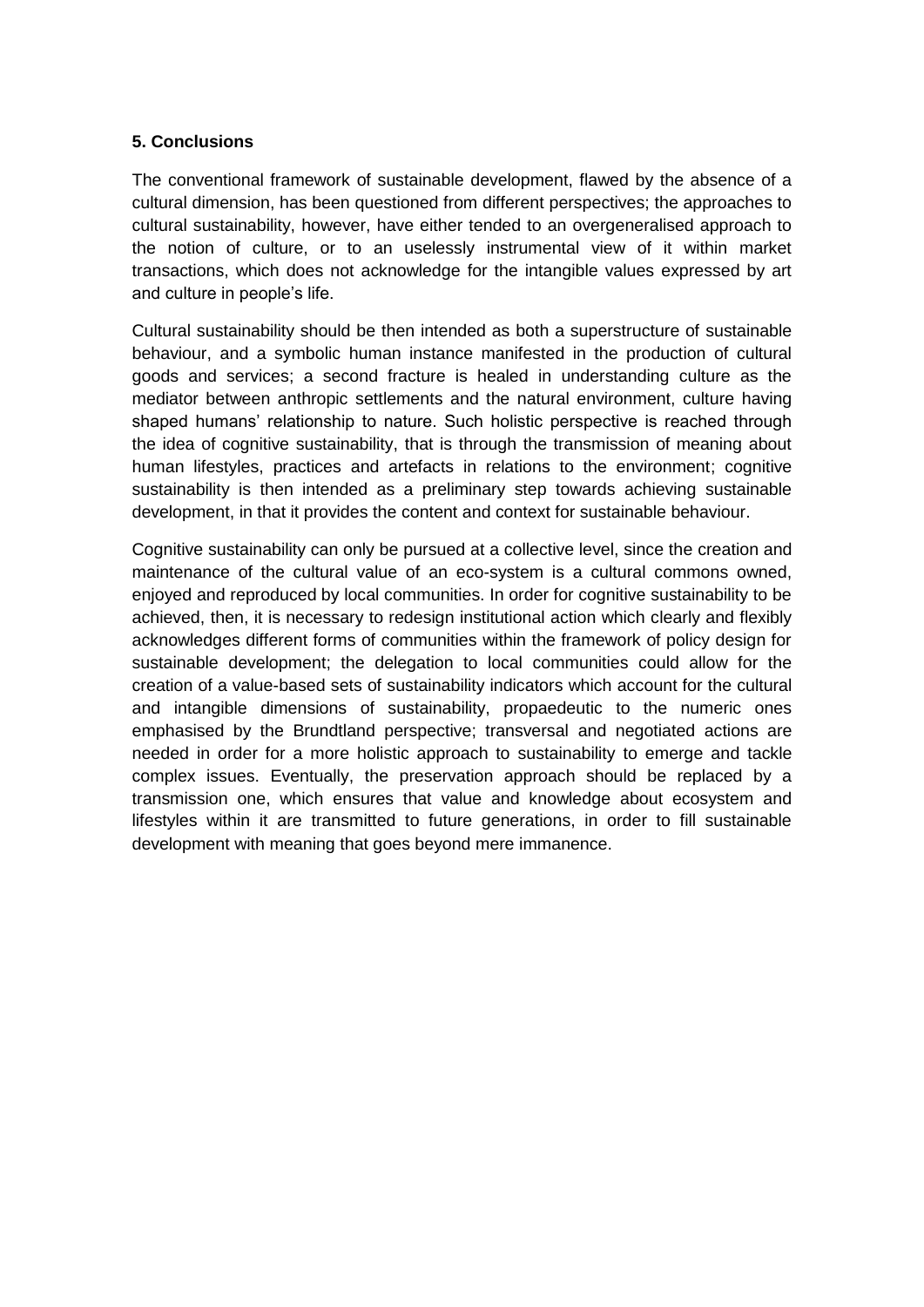## 5. Conclusions

The conventional framework of sustainable development, flawed by the absence of a cultural dimension, has been questioned from different perspectives; the approaches to cultural sustainability, however, have either tended to an overgeneralised approach to the notion of culture, or to an uselessly instrumental view of it within market transactions, which does not acknowledge for the intangible values expressed by art and culture in people's life.

Cultural sustainability should be then intended as both a superstructure of sustainable behaviour, and a symbolic human instance manifested in the production of cultural goods and services; a second fracture is healed in understanding culture as the mediator between anthropic settlements and the natural environment, culture having shaped humans' relationship to nature. Such holistic perspective is reached through the idea of cognitive sustainability, that is through the transmission of meaning about human lifestyles, practices and artefacts in relations to the environment; cognitive sustainability is then intended as a preliminary step towards achieving sustainable development, in that it provides the content and context for sustainable behaviour.

Cognitive sustainability can only be pursued at a collective level, since the creation and maintenance of the cultural value of an eco-system is a cultural commons owned, enjoyed and reproduced by local communities. In order for cognitive sustainability to be achieved, then, it is necessary to redesign institutional action which clearly and flexibly acknowledges different forms of communities within the framework of policy design for sustainable development; the delegation to local communities could allow for the creation of a value-based sets of sustainability indicators which account for the cultural and intangible dimensions of sustainability, propaedeutic to the numeric ones emphasised by the Brundtland perspective; transversal and negotiated actions are needed in order for a more holistic approach to sustainability to emerge and tackle complex issues. Eventually, the preservation approach should be replaced by a transmission one, which ensures that value and knowledge about ecosystem and lifestyles within it are transmitted to future generations, in order to fill sustainable development with meaning that goes beyond mere immanence.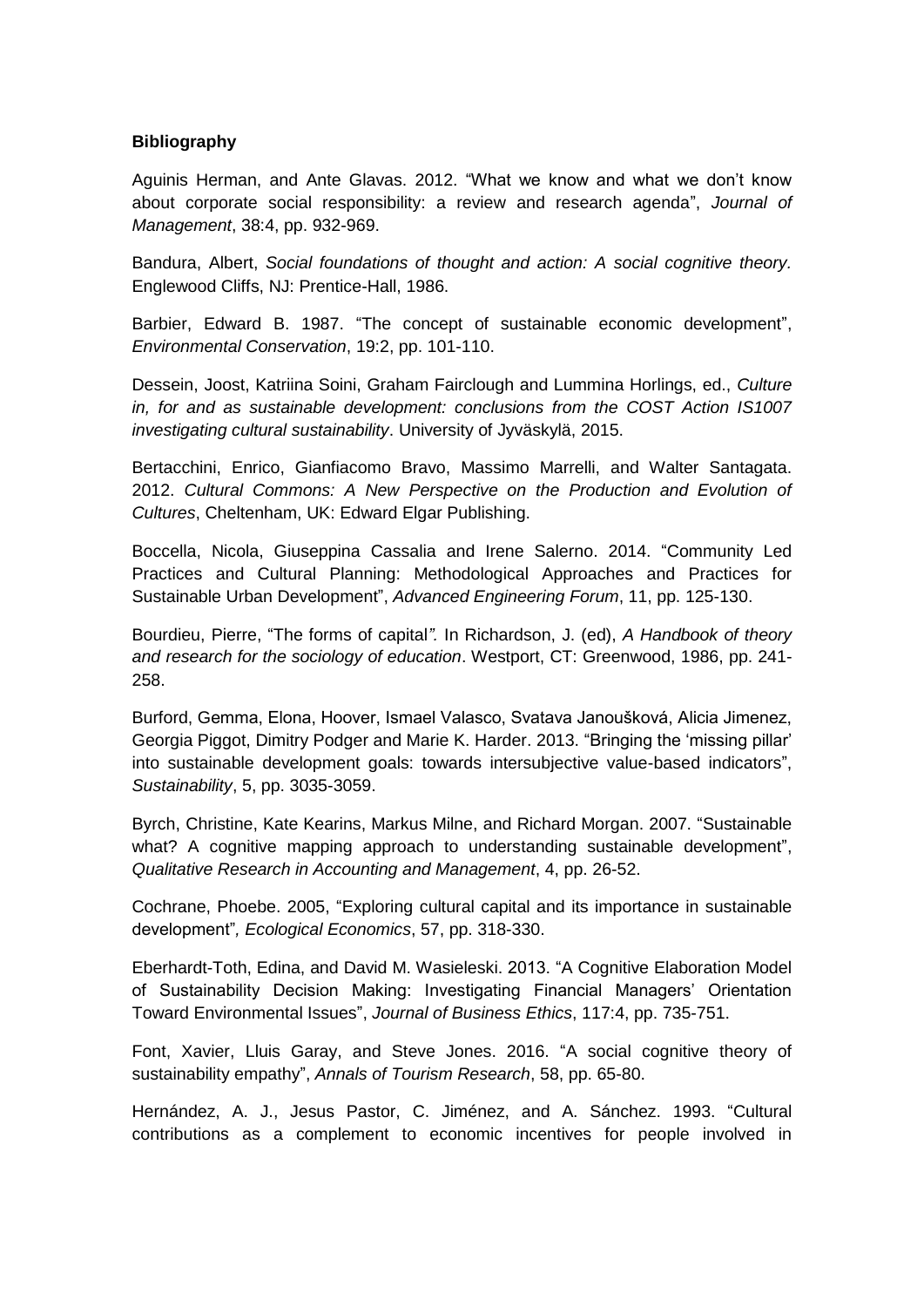**Bibliography**

Aguinis Herman, and Ante Glavas. 2012. "What we know and what we don't know about corporate social responsibility: a review and research agenda", *Journal of Management*, 38:4, pp. 932-969.

Bandura, Albert, *Social foundations of thought and action: A social cognitive theory.* Englewood Cliffs, NJ: Prentice-Hall, 1986.

Barbier, Edward B. 1987. "The concept of sustainable economic development", *Environmental Conservation*, 19:2, pp. 101-110.

Dessein, Joost, Katriina Soini, Graham Fairclough and Lummina Horlings, ed., *Culture in, for and as sustainable development: conclusions from the COST Action IS1007 investigating cultural sustainability*. University of Jyväskylä, 2015.

Bertacchini, Enrico, Gianfiacomo Bravo, Massimo Marrelli, and Walter Santagata. 2012. *Cultural Commons: A New Perspective on the Production and Evolution of Cultures*, Cheltenham, UK: Edward Elgar Publishing.

Boccella, Nicola, Giuseppina Cassalia and Irene Salerno. 2014. "Community Led Practices and Cultural Planning: Methodological Approaches and Practices for Sustainable Urban Development", *Advanced Engineering Forum*, 11, pp. 125-130.

Bourdieu, Pierre, "The forms of capital*".* In Richardson, J. (ed), *A Handbook of theory and research for the sociology of education*. Westport, CT: Greenwood, 1986, pp. 241-258.

Burford, Gemma, Elona, Hoover, Ismael Valasco, Svatava Janoušková, Alicia Jimenez, Georgia Piggot, Dimitry Podger and Marie K. Harder. 2013. "Bringing the 'missing pillar' into sustainable development goals: towards intersubjective value-based indicators", *Sustainability*, 5, pp. 3035-3059.

Byrch, Christine, Kate Kearins, Markus Milne, and Richard Morgan. 2007. "Sustainable what? A cognitive mapping approach to understanding sustainable development", *Qualitative Research in Accounting and Management*, 4, pp. 26-52.

Cochrane, Phoebe. 2005, "Exploring cultural capital and its importance in sustainable development"*, Ecological Economics*, 57, pp. 318-330.

Eberhardt-Toth, Edina, and David M. Wasieleski. 2013. "A Cognitive Elaboration Model of Sustainability Decision Making: Investigating Financial Managers' Orientation Toward Environmental Issues", *Journal of Business Ethics*, 117:4, pp. 735-751.

Font, Xavier, Lluis Garay, and Steve Jones. 2016. "A social cognitive theory of sustainability empathy", *Annals of Tourism Research*, 58, pp. 65-80.

Hernández, A. J., Jesus Pastor, C. Jiménez, and A. Sánchez. 1993. "Cultural contributions as a complement to economic incentives for people involved in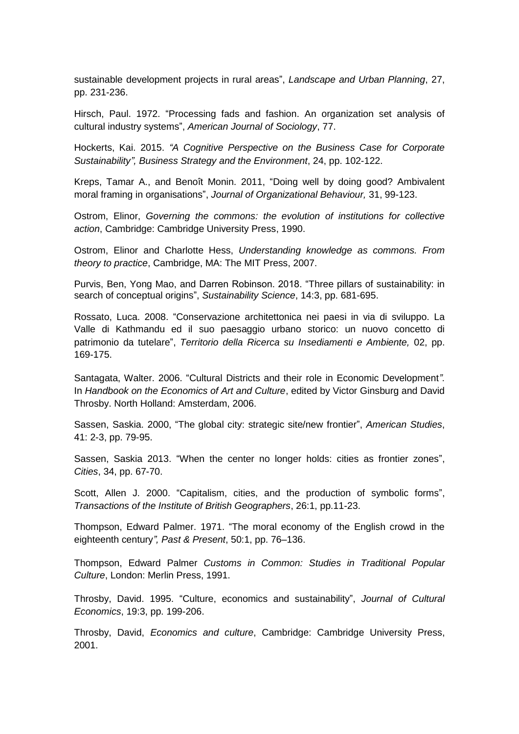sustainable development projects in rural areas", *Landscape and Urban Planning*, 27, pp. 231-236.

Hirsch, Paul. 1972. "Processing fads and fashion. An organization set analysis of cultural industry systems", *American Journal of Sociology*, 77.

Hockerts, Kai. 2015. *"A Cognitive Perspective on the Business Case for Corporate Sustainability", Business Strategy and the Environment*, 24, pp. 102-122.

Kreps, Tamar A., and Benoît Monin. 2011, "Doing well by doing good? Ambivalent moral framing in organisations", *Journal of Organizational Behaviour,* 31, 99-123.

Ostrom, Elinor, *Governing the commons: the evolution of institutions for collective action*, Cambridge: Cambridge University Press, 1990.

Ostrom, Elinor and Charlotte Hess, *Understanding knowledge as commons. From theory to practice*, Cambridge, MA: The MIT Press, 2007.

Purvis, Ben, Yong Mao, and Darren Robinson. 2018. "Three pillars of sustainability: in search of conceptual origins", *Sustainability Science*, 14:3, pp. 681-695.

Rossato, Luca. 2008. "Conservazione architettonica nei paesi in via di sviluppo. La Valle di Kathmandu ed il suo paesaggio urbano storico: un nuovo concetto di patrimonio da tutelare", *Territorio della Ricerca su Insediamenti e Ambiente,* 02, pp. 169-175.

Santagata, Walter. 2006. "Cultural Districts and their role in Economic Development*".* In *Handbook on the Economics of Art and Culture*, edited by Victor Ginsburg and David Throsby. North Holland: Amsterdam, 2006.

Sassen, Saskia. 2000, "The global city: strategic site/new frontier", *American Studies*, 41: 2-3, pp. 79-95.

Sassen, Saskia 2013. "When the center no longer holds: cities as frontier zones", *Cities*, 34, pp. 67-70.

Scott, Allen J. 2000. "Capitalism, cities, and the production of symbolic forms", *Transactions of the Institute of British Geographers*, 26:1, pp.11-23.

Thompson, Edward Palmer. 1971. "The moral economy of the English crowd in the eighteenth century*", Past & Present*, 50:1, pp. 76–136.

Thompson, Edward Palmer *Customs in Common: Studies in Traditional Popular Culture*, London: Merlin Press, 1991.

Throsby, David. 1995. "Culture, economics and sustainability", *Journal of Cultural Economics*, 19:3, pp. 199-206.

Throsby, David, *Economics and culture*, Cambridge: Cambridge University Press, 2001.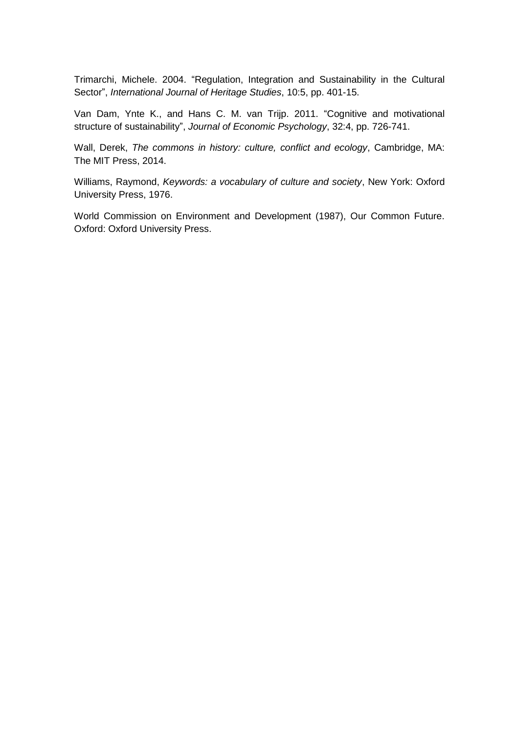Trimarchi, Michele. 2004. “Regulation, Integration and Sustainability in the Cultural Sector”, *International Journal of Heritage Studies*, 10:5, pp. 401-15.

Van Dam, Ynte K., and Hans C. M. van Trijp. 2011. “Cognitive and motivational structure of sustainability”, *Journal of Economic Psychology*, 32:4, pp. 726-741.

Wall, Derek, *The commons in history: culture, conflict and ecology*, Cambridge, MA: The MIT Press, 2014.

Williams, Raymond, *Keywords: a vocabulary of culture and society*, New York: Oxford University Press, 1976.

World Commission on Environment and Development (1987), Our Common Future. Oxford: Oxford University Press.